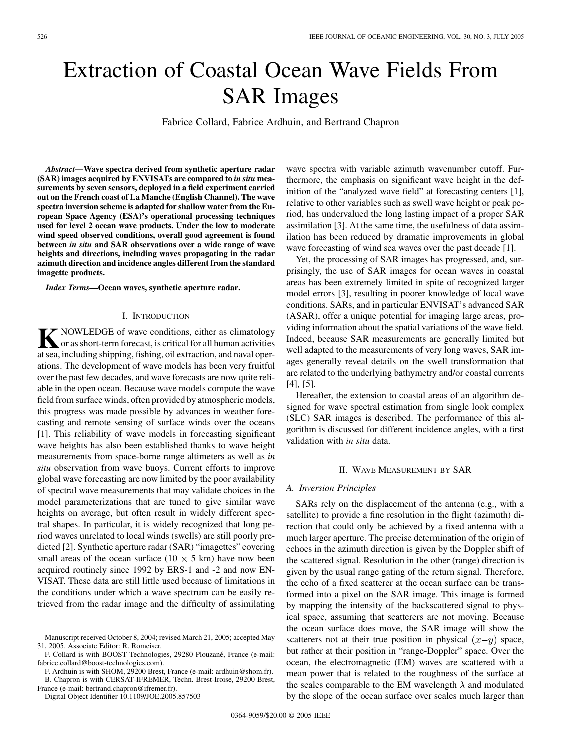# Extraction of Coastal Ocean Wave Fields From SAR Images

Fabrice Collard, Fabrice Ardhuin, and Bertrand Chapron

***Abstract*—Wave spectra derived from synthetic aperture radar (SAR) images acquired by ENVISATs are compared to *in situ* measurements by seven sensors, deployed in a field experiment carried out on the French coast of La Manche (English Channel). The wave spectra inversion scheme is adapted for shallow water from the European Space Agency (ESA)'s operational processing techniques used for level 2 ocean wave products. Under the low to moderate wind speed observed conditions, overall good agreement is found between *in situ* and SAR observations over a wide range of wave heights and directions, including waves propagating in the radar azimuth direction and incidence angles different from the standard imagette products.**

***Index Terms*—Ocean waves, synthetic aperture radar.**

## I. Introduction

Knowledge of wave conditions, either as climatology or as short-term forecast, is critical for all human activities at sea, including shipping, fishing, oil extraction, and naval operations. The development of wave models has been very fruitful over the past few decades, and wave forecasts are now quite reliable in the open ocean. Because wave models compute the wave field from surface winds, often provided by atmospheric models, this progress was made possible by advances in weather forecasting and remote sensing of surface winds over the oceans [1]. This reliability of wave models in forecasting significant wave heights has also been established thanks to wave height measurements from space-borne range altimeters as well as *in situ* observation from wave buoys. Current efforts to improve global wave forecasting are now limited by the poor availability of spectral wave measurements that may validate choices in the model parameterizations that are tuned to give similar wave heights on average, but often result in widely different spectral shapes. In particular, it is widely recognized that long period waves unrelated to local winds (swells) are still poorly predicted [2]. Synthetic aperture radar (SAR) "imagettes" covering small areas of the ocean surface ($10 \times 5$ km) have now been acquired routinely since 1992 by ERS-1 and -2 and now ENVISAT. These data are still little used because of limitations in the conditions under which a wave spectrum can be easily retrieved from the radar image and the difficulty of assimilating wave spectra with variable azimuth wavenumber cutoff. Furthermore, the emphasis on significant wave height in the definition of the "analyzed wave field" at forecasting centers [1], relative to other variables such as swell wave height or peak period, has undervalued the long lasting impact of a proper SAR assimilation [3]. At the same time, the usefulness of data assimilation has been reduced by dramatic improvements in global wave forecasting of wind sea waves over the past decade [1].

Yet, the processing of SAR images has progressed, and, surprisingly, the use of SAR images for ocean waves in coastal areas has been extremely limited in spite of recognized larger model errors [3], resulting in poorer knowledge of local wave conditions. SARs, and in particular ENVISAT's advanced SAR (ASAR), offer a unique potential for imaging large areas, providing information about the spatial variations of the wave field. Indeed, because SAR measurements are generally limited but well adapted to the measurements of very long waves, SAR images generally reveal details on the swell transformation that are related to the underlying bathymetry and/or coastal currents [4], [5].

Hereafter, the extension to coastal areas of an algorithm designed for wave spectral estimation from single look complex (SLC) SAR images is described. The performance of this algorithm is discussed for different incidence angles, with a first validation with *in situ* data.

## II. Wave Measurement by SAR

### A. Inversion Principles

SARs rely on the displacement of the antenna (e.g., with a satellite) to provide a fine resolution in the flight (azimuth) direction that could only be achieved by a fixed antenna with a much larger aperture. The precise determination of the origin of echoes in the azimuth direction is given by the Doppler shift of the scattered signal. Resolution in the other (range) direction is given by the usual range gating of the return signal. Therefore, the echo of a fixed scatterer at the ocean surface can be transformed into a pixel on the SAR image. This image is formed by mapping the intensity of the backscattered signal to physical space, assuming that scatterers are not moving. Because the ocean surface does move, the SAR image will show the scatterers not at their true position in physical $(x–y)$ space, but rather at their position in "range-Doppler" space. Over the ocean, the electromagnetic (EM) waves are scattered with a mean power that is related to the roughness of the surface at the scales comparable to the EM wavelength $\lambda$ and modulated by the slope of the ocean surface over scales much larger than

Manuscript received October 8, 2004; revised March 21, 2005; accepted May 31, 2005. Associate Editor: R. Romeiser.

F. Collard is with BOOST Technologies, 29280 Plouzané, France (e-mail: fabrice.collard@boost-technologies.com).

F. Ardhuin is with SHOM, 29200 Brest, France (e-mail: ardhuin@shom.fr).

B. Chapron is with CERSAT-IFREMER, Techn. Brest-Iroise, 29200 Brest, France (e-mail: bertrand.chapron@ifremer.fr).

Digital Object Identifier 10.1109/JOE.2005.857503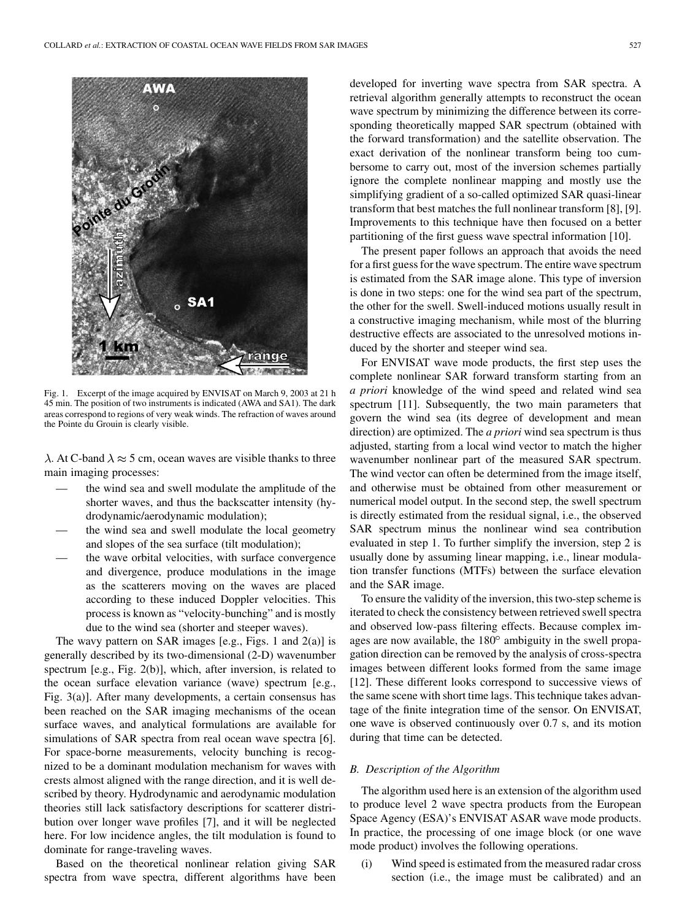Fig. 1. Excerpt of the image acquired by ENVISAT on March 9, 2003 at 21 h 45 min. The position of two instruments is indicated (AWA and SA1). The dark areas correspond to regions of very weak winds. The refraction of waves around the Pointe du Grouin is clearly visible.

$\lambda$. At C-band $\lambda \approx 5$ cm, ocean waves are visible thanks to three main imaging processes:

- the wind sea and swell modulate the amplitude of the shorter waves, and thus the backscatter intensity (hydrodynamic/aerodynamic modulation);
- the wind sea and swell modulate the local geometry and slopes of the sea surface (tilt modulation);
- the wave orbital velocities, with surface convergence and divergence, produce modulations in the image as the scatterers moving on the waves are placed according to these induced Doppler velocities. This process is known as "velocity-bunching" and is mostly due to the wind sea (shorter and steeper waves).

The wavy pattern on SAR images [e.g., Figs. 1 and 2(a)] is generally described by its two-dimensional (2-D) wavenumber spectrum [e.g., Fig. 2(b)], which, after inversion, is related to the ocean surface elevation variance (wave) spectrum [e.g., Fig. 3(a)]. After many developments, a certain consensus has been reached on the SAR imaging mechanisms of the ocean surface waves, and analytical formulations are available for simulations of SAR spectra from real ocean wave spectra [6]. For space-borne measurements, velocity bunching is recognized to be a dominant modulation mechanism for waves with crests almost aligned with the range direction, and it is well described by theory. Hydrodynamic and aerodynamic modulation theories still lack satisfactory descriptions for scatterer distribution over longer wave profiles [7], and it will be neglected here. For low incidence angles, the tilt modulation is found to dominate for range-traveling waves.

Based on the theoretical nonlinear relation giving SAR spectra from wave spectra, different algorithms have been developed for inverting wave spectra from SAR spectra. A retrieval algorithm generally attempts to reconstruct the ocean wave spectrum by minimizing the difference between its corresponding theoretically mapped SAR spectrum (obtained with the forward transformation) and the satellite observation. The exact derivation of the nonlinear transform being too cumbersome to carry out, most of the inversion schemes partially ignore the complete nonlinear mapping and mostly use the simplifying gradient of a so-called optimized SAR quasi-linear transform that best matches the full nonlinear transform [8], [9]. Improvements to this technique have then focused on a better partitioning of the first guess wave spectral information [10].

The present paper follows an approach that avoids the need for a first guess for the wave spectrum. The entire wave spectrum is estimated from the SAR image alone. This type of inversion is done in two steps: one for the wind sea part of the spectrum, the other for the swell. Swell-induced motions usually result in a constructive imaging mechanism, while most of the blurring destructive effects are associated to the unresolved motions induced by the shorter and steeper wind sea.

For ENVISAT wave mode products, the first step uses the complete nonlinear SAR forward transform starting from an *a priori* knowledge of the wind speed and related wind sea spectrum [11]. Subsequently, the two main parameters that govern the wind sea (its degree of development and mean direction) are optimized. The *a priori* wind sea spectrum is thus adjusted, starting from a local wind vector to match the higher wavenumber nonlinear part of the measured SAR spectrum. The wind vector can often be determined from the image itself, and otherwise must be obtained from other measurement or numerical model output. In the second step, the swell spectrum is directly estimated from the residual signal, i.e., the observed SAR spectrum minus the nonlinear wind sea contribution evaluated in step 1. To further simplify the inversion, step 2 is usually done by assuming linear mapping, i.e., linear modulation transfer functions (MTFs) between the surface elevation and the SAR image.

To ensure the validity of the inversion, this two-step scheme is iterated to check the consistency between retrieved swell spectra and observed low-pass filtering effects. Because complex images are now available, the 180° ambiguity in the swell propagation direction can be removed by the analysis of cross-spectra images between different looks formed from the same image [12]. These different looks correspond to successive views of the same scene with short time lags. This technique takes advantage of the finite integration time of the sensor. On ENVISAT, one wave is observed continuously over 0.7 s, and its motion during that time can be detected.

### *B. Description of the Algorithm*

The algorithm used here is an extension of the algorithm used to produce level 2 wave spectra products from the European Space Agency (ESA)'s ENVISAT ASAR wave mode products. In practice, the processing of one image block (or one wave mode product) involves the following operations.

(i) Wind speed is estimated from the measured radar cross section (i.e., the image must be calibrated) and an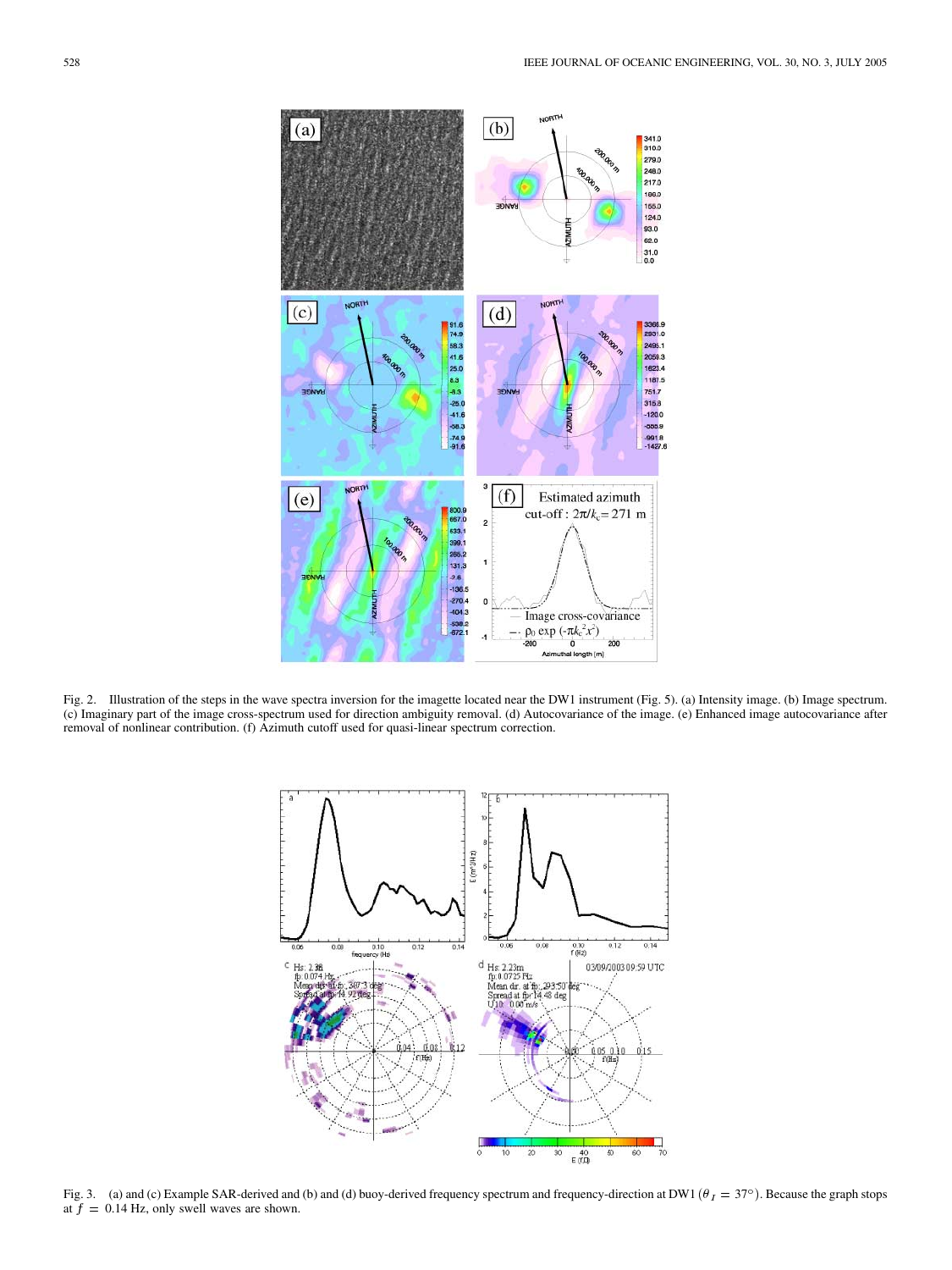Fig. 2. Illustration of the steps in the wave spectra inversion for the imagette located near the DW1 instrument (Fig. 5). (a) Intensity image. (b) Image spectrum. (c) Imaginary part of the image cross-spectrum used for direction ambiguity removal. (d) Autocovariance of the image. (e) Enhanced image autocovariance after removal of nonlinear contribution. (f) Azimuth cutoff used for quasi-linear spectrum correction.

Fig. 3. (a) and (c) Example SAR-derived and (b) and (d) buoy-derived frequency spectrum and frequency-direction at DW1 ($\theta_I = 37°$). Because the graph stops at $f = 0.14$ Hz, only swell waves are shown.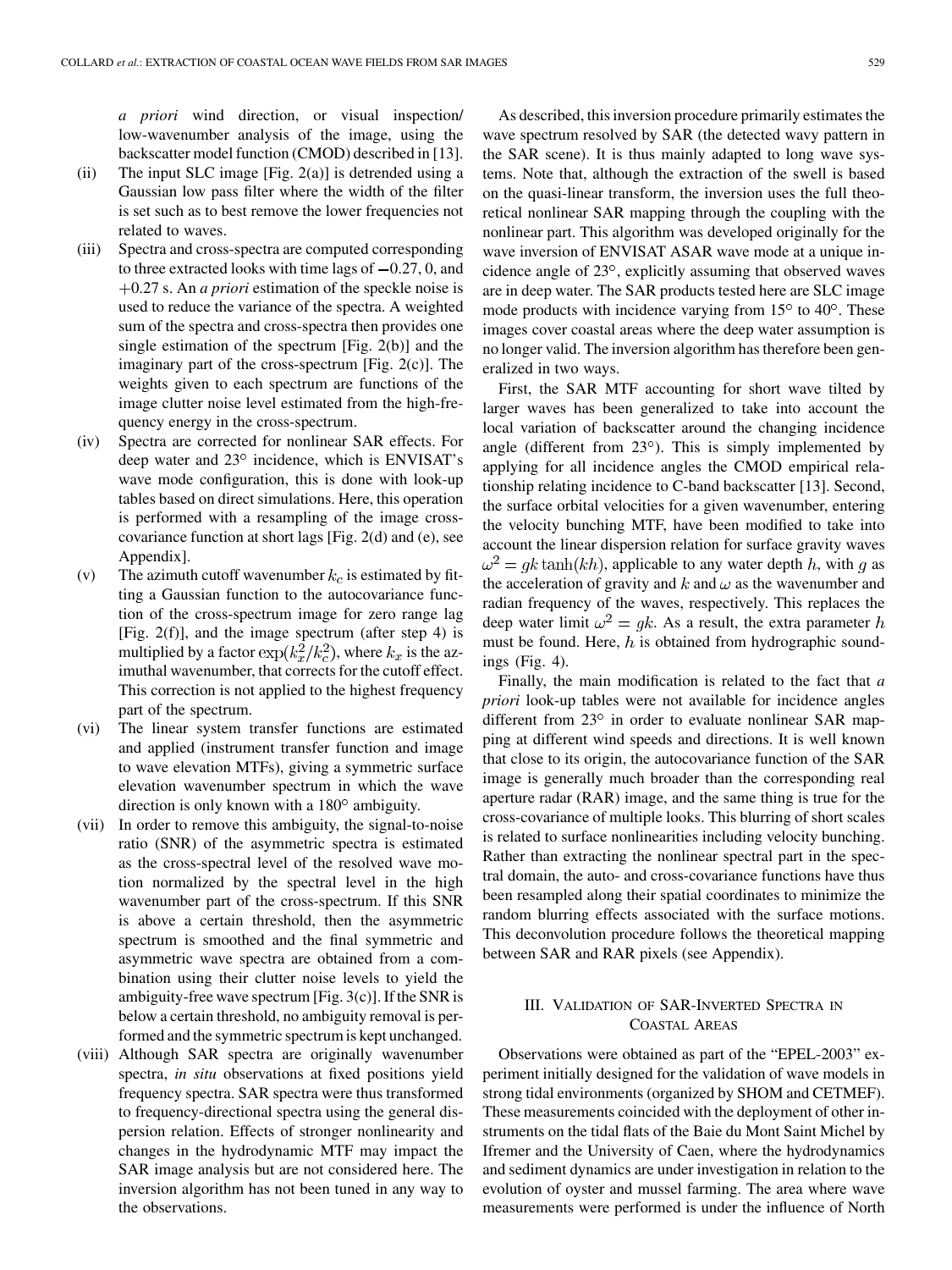*a priori* wind direction, or visual inspection/low-wavenumber analysis of the image, using the backscatter model function (CMOD) described in [13].

(ii) The input SLC image [Fig. 2(a)] is detrended using a Gaussian low pass filter where the width of the filter is set such as to best remove the lower frequencies not related to waves.

(iii) Spectra and cross-spectra are computed corresponding to three extracted looks with time lags of $-0.27$, 0, and $+0.27$ s. An *a priori* estimation of the speckle noise is used to reduce the variance of the spectra. A weighted sum of the spectra and cross-spectra then provides one single estimation of the spectrum [Fig. 2(b)] and the imaginary part of the cross-spectrum [Fig. 2(c)]. The weights given to each spectrum are functions of the image clutter noise level estimated from the high-frequency energy in the cross-spectrum.

(iv) Spectra are corrected for nonlinear SAR effects. For deep water and 23° incidence, which is ENVISAT's wave mode configuration, this is done with look-up tables based on direct simulations. Here, this operation is performed with a resampling of the image cross-covariance function at short lags [Fig. 2(d) and (e), see Appendix].

(v) The azimuth cutoff wavenumber $k_c$ is estimated by fitting a Gaussian function to the autocovariance function of the cross-spectrum image for zero range lag [Fig. 2(f)], and the image spectrum (after step 4) is multiplied by a factor $\exp(k_x^2/k_c^2)$, where $k_x$ is the azimuthal wavenumber, that corrects for the cutoff effect. This correction is not applied to the highest frequency part of the spectrum.

(vi) The linear system transfer functions are estimated and applied (instrument transfer function and image to wave elevation MTFs), giving a symmetric surface elevation wavenumber spectrum in which the wave direction is only known with a 180° ambiguity.

(vii) In order to remove this ambiguity, the signal-to-noise ratio (SNR) of the asymmetric spectra is estimated as the cross-spectral level of the resolved wave motion normalized by the spectral level in the high wavenumber part of the cross-spectrum. If this SNR is above a certain threshold, then the asymmetric spectrum is smoothed and the final symmetric and asymmetric wave spectra are obtained from a combination using their clutter noise levels to yield the ambiguity-free wave spectrum [Fig. 3(c)]. If the SNR is below a certain threshold, no ambiguity removal is performed and the symmetric spectrum is kept unchanged.

(viii) Although SAR spectra are originally wavenumber spectra, *in situ* observations at fixed positions yield frequency spectra. SAR spectra were thus transformed to frequency-directional spectra using the general dispersion relation. Effects of stronger nonlinearity and changes in the hydrodynamic MTF may impact the SAR image analysis but are not considered here. The inversion algorithm has not been tuned in any way to the observations.

As described, this inversion procedure primarily estimates the wave spectrum resolved by SAR (the detected wavy pattern in the SAR scene). It is thus mainly adapted to long wave systems. Note that, although the extraction of the swell is based on the quasi-linear transform, the inversion uses the full theoretical nonlinear SAR mapping through the coupling with the nonlinear part. This algorithm was developed originally for the wave inversion of ENVISAT ASAR wave mode at a unique incidence angle of 23°, explicitly assuming that observed waves are in deep water. The SAR products tested here are SLC image mode products with incidence varying from 15° to 40°. These images cover coastal areas where the deep water assumption is no longer valid. The inversion algorithm has therefore been generalized in two ways.

First, the SAR MTF accounting for short wave tilted by larger waves has been generalized to take into account the local variation of backscatter around the changing incidence angle (different from 23°). This is simply implemented by applying for all incidence angles the CMOD empirical relationship relating incidence to C-band backscatter [13]. Second, the surface orbital velocities for a given wavenumber, entering the velocity bunching MTF, have been modified to take into account the linear dispersion relation for surface gravity waves $\omega^2 = gk\tanh(kh)$, applicable to any water depth $h$, with $g$ as the acceleration of gravity and $k$ and $\omega$ as the wavenumber and radian frequency of the waves, respectively. This replaces the deep water limit $\omega^2 = gk$. As a result, the extra parameter $h$ must be found. Here, $h$ is obtained from hydrographic soundings (Fig. 4).

Finally, the main modification is related to the fact that *a priori* look-up tables were not available for incidence angles different from 23° in order to evaluate nonlinear SAR mapping at different wind speeds and directions. It is well known that close to its origin, the autocovariance function of the SAR image is generally much broader than the corresponding real aperture radar (RAR) image, and the same thing is true for the cross-covariance of multiple looks. This blurring of short scales is related to surface nonlinearities including velocity bunching. Rather than extracting the nonlinear spectral part in the spectral domain, the auto- and cross-covariance functions have thus been resampled along their spatial coordinates to minimize the random blurring effects associated with the surface motions. This deconvolution procedure follows the theoretical mapping between SAR and RAR pixels (see Appendix).

## III. Validation of SAR-Inverted Spectra in Coastal Areas

Observations were obtained as part of the "EPEL-2003" experiment initially designed for the validation of wave models in strong tidal environments (organized by SHOM and CETMEF). These measurements coincided with the deployment of other instruments on the tidal flats of the Baie du Mont Saint Michel by Ifremer and the University of Caen, where the hydrodynamics and sediment dynamics are under investigation in relation to the evolution of oyster and mussel farming. The area where wave measurements were performed is under the influence of North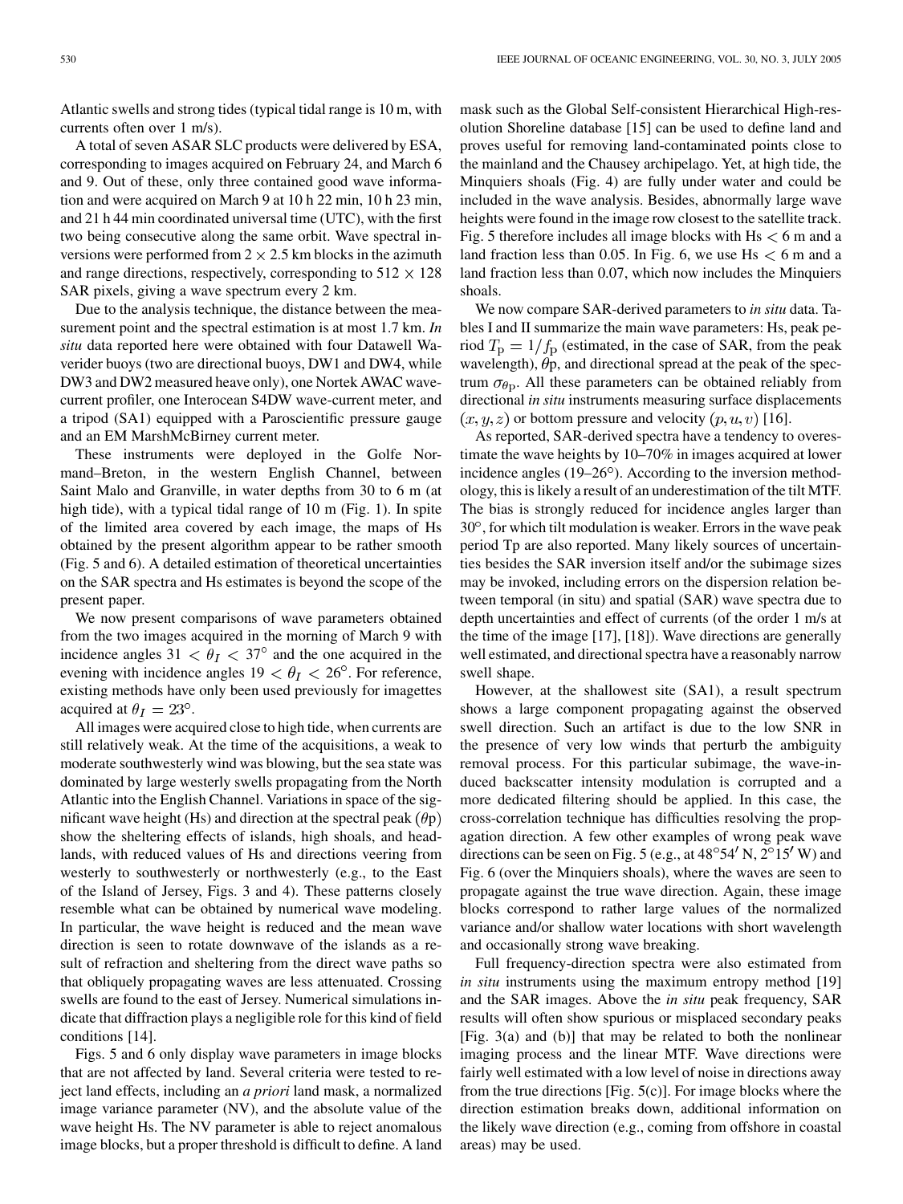Atlantic swells and strong tides (typical tidal range is 10 m, with currents often over 1 m/s).

A total of seven ASAR SLC products were delivered by ESA, corresponding to images acquired on February 24, and March 6 and 9. Out of these, only three contained good wave information and were acquired on March 9 at 10 h 22 min, 10 h 23 min, and 21 h 44 min coordinated universal time (UTC), with the first two being consecutive along the same orbit. Wave spectral inversions were performed from $2 \times 2.5$ km blocks in the azimuth and range directions, respectively, corresponding to $512 \times 128$ SAR pixels, giving a wave spectrum every 2 km.

Due to the analysis technique, the distance between the measurement point and the spectral estimation is at most 1.7 km. *In situ* data reported here were obtained with four Datawell Waverider buoys (two are directional buoys, DW1 and DW4, while DW3 and DW2 measured heave only), one Nortek AWAC wave-current profiler, one Interocean S4DW wave-current meter, and a tripod (SA1) equipped with a Paroscientific pressure gauge and an EM MarshMcBirney current meter.

These instruments were deployed in the Golfe Normand–Breton, in the western English Channel, between Saint Malo and Granville, in water depths from 30 to 6 m (at high tide), with a typical tidal range of 10 m (Fig. 1). In spite of the limited area covered by each image, the maps of Hs obtained by the present algorithm appear to be rather smooth (Fig. 5 and 6). A detailed estimation of theoretical uncertainties on the SAR spectra and Hs estimates is beyond the scope of the present paper.

We now present comparisons of wave parameters obtained from the two images acquired in the morning of March 9 with incidence angles $31 < \theta_I < 37^\circ$ and the one acquired in the evening with incidence angles $19 < \theta_I < 26^\circ$. For reference, existing methods have only been used previously for imagettes acquired at $\theta_I = 23^\circ$.

All images were acquired close to high tide, when currents are still relatively weak. At the time of the acquisitions, a weak to moderate southwesterly wind was blowing, but the sea state was dominated by large westerly swells propagating from the North Atlantic into the English Channel. Variations in space of the significant wave height (Hs) and direction at the spectral peak ($\theta$p) show the sheltering effects of islands, high shoals, and headlands, with reduced values of Hs and directions veering from westerly to southwesterly or northwesterly (e.g., to the East of the Island of Jersey, Figs. 3 and 4). These patterns closely resemble what can be obtained by numerical wave modeling. In particular, the wave height is reduced and the mean wave direction is seen to rotate downwave of the islands as a result of refraction and sheltering from the direct wave paths so that obliquely propagating waves are less attenuated. Crossing swells are found to the east of Jersey. Numerical simulations indicate that diffraction plays a negligible role for this kind of field conditions [14].

Figs. 5 and 6 only display wave parameters in image blocks that are not affected by land. Several criteria were tested to reject land effects, including an *a priori* land mask, a normalized image variance parameter (NV), and the absolute value of the wave height Hs. The NV parameter is able to reject anomalous image blocks, but a proper threshold is difficult to define. A land mask such as the Global Self-consistent Hierarchical High-resolution Shoreline database [15] can be used to define land and proves useful for removing land-contaminated points close to the mainland and the Chausey archipelago. Yet, at high tide, the Minquiers shoals (Fig. 4) are fully under water and could be included in the wave analysis. Besides, abnormally large wave heights were found in the image row closest to the satellite track. Fig. 5 therefore includes all image blocks with Hs $< 6$ m and a land fraction less than 0.05. In Fig. 6, we use Hs $< 6$ m and a land fraction less than 0.07, which now includes the Minquiers shoals.

We now compare SAR-derived parameters to *in situ* data. Tables I and II summarize the main wave parameters: Hs, peak period $T_{\rm p} = 1/f_{\rm p}$ (estimated, in the case of SAR, from the peak wavelength), $\theta$p, and directional spread at the peak of the spectrum $\sigma_{\theta_{\rm P}}$. All these parameters can be obtained reliably from directional *in situ* instruments measuring surface displacements $(x, y, z)$ or bottom pressure and velocity $(p, u, v)$ [16].

As reported, SAR-derived spectra have a tendency to overestimate the wave heights by 10–70% in images acquired at lower incidence angles (19–26°). According to the inversion methodology, this is likely a result of an underestimation of the tilt MTF. The bias is strongly reduced for incidence angles larger than 30°, for which tilt modulation is weaker. Errors in the wave peak period Tp are also reported. Many likely sources of uncertainties besides the SAR inversion itself and/or the subimage sizes may be invoked, including errors on the dispersion relation between temporal (in situ) and spatial (SAR) wave spectra due to depth uncertainties and effect of currents (of the order 1 m/s at the time of the image [17], [18]). Wave directions are generally well estimated, and directional spectra have a reasonably narrow swell shape.

However, at the shallowest site (SA1), a result spectrum shows a large component propagating against the observed swell direction. Such an artifact is due to the low SNR in the presence of very low winds that perturb the ambiguity removal process. For this particular subimage, the wave-induced backscatter intensity modulation is corrupted and a more dedicated filtering should be applied. In this case, the cross-correlation technique has difficulties resolving the propagation direction. A few other examples of wrong peak wave directions can be seen on Fig. 5 (e.g., at 48°54′ N, 2°15′ W) and Fig. 6 (over the Minquiers shoals), where the waves are seen to propagate against the true wave direction. Again, these image blocks correspond to rather large values of the normalized variance and/or shallow water locations with short wavelength and occasionally strong wave breaking.

Full frequency-direction spectra were also estimated from *in situ* instruments using the maximum entropy method [19] and the SAR images. Above the *in situ* peak frequency, SAR results will often show spurious or misplaced secondary peaks [Fig. 3(a) and (b)] that may be related to both the nonlinear imaging process and the linear MTF. Wave directions were fairly well estimated with a low level of noise in directions away from the true directions [Fig. 5(c)]. For image blocks where the direction estimation breaks down, additional information on the likely wave direction (e.g., coming from offshore in coastal areas) may be used.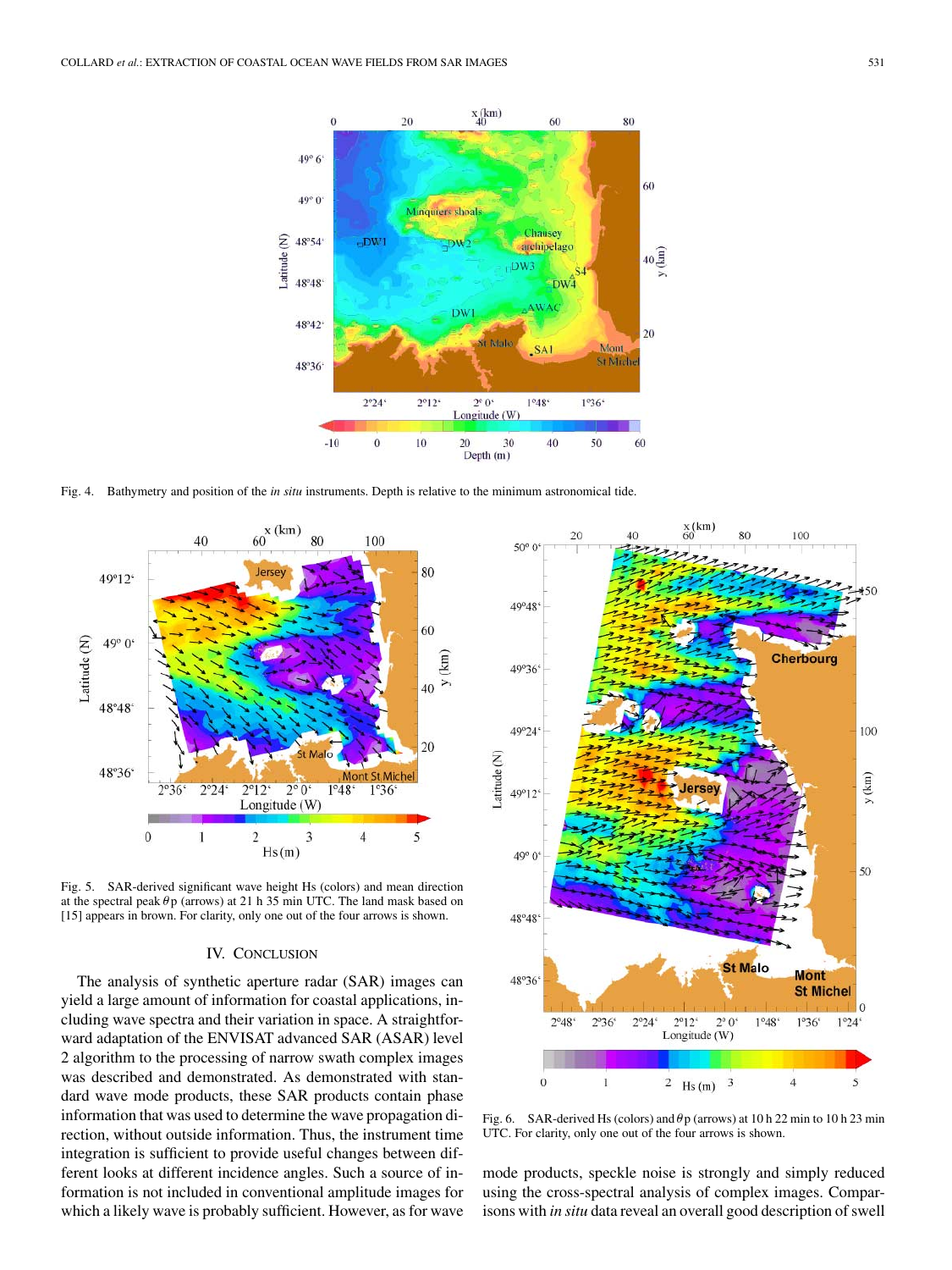Fig. 4. Bathymetry and position of the *in situ* instruments. Depth is relative to the minimum astronomical tide.

Fig. 5. SAR-derived significant wave height Hs (colors) and mean direction at the spectral peak $\theta p$ (arrows) at 21 h 35 min UTC. The land mask based on [15] appears in brown. For clarity, only one out of the four arrows is shown.

Fig. 6. SAR-derived Hs (colors) and $\theta p$ (arrows) at 10 h 22 min to 10 h 23 min UTC. For clarity, only one out of the four arrows is shown.

## IV. Conclusion

The analysis of synthetic aperture radar (SAR) images can yield a large amount of information for coastal applications, including wave spectra and their variation in space. A straightforward adaptation of the ENVISAT advanced SAR (ASAR) level 2 algorithm to the processing of narrow swath complex images was described and demonstrated. As demonstrated with standard wave mode products, these SAR products contain phase information that was used to determine the wave propagation direction, without outside information. Thus, the instrument time integration is sufficient to provide useful changes between different looks at different incidence angles. Such a source of information is not included in conventional amplitude images for which a likely wave is probably sufficient. However, as for wave mode products, speckle noise is strongly and simply reduced using the cross-spectral analysis of complex images. Comparisons with *in situ* data reveal an overall good description of swell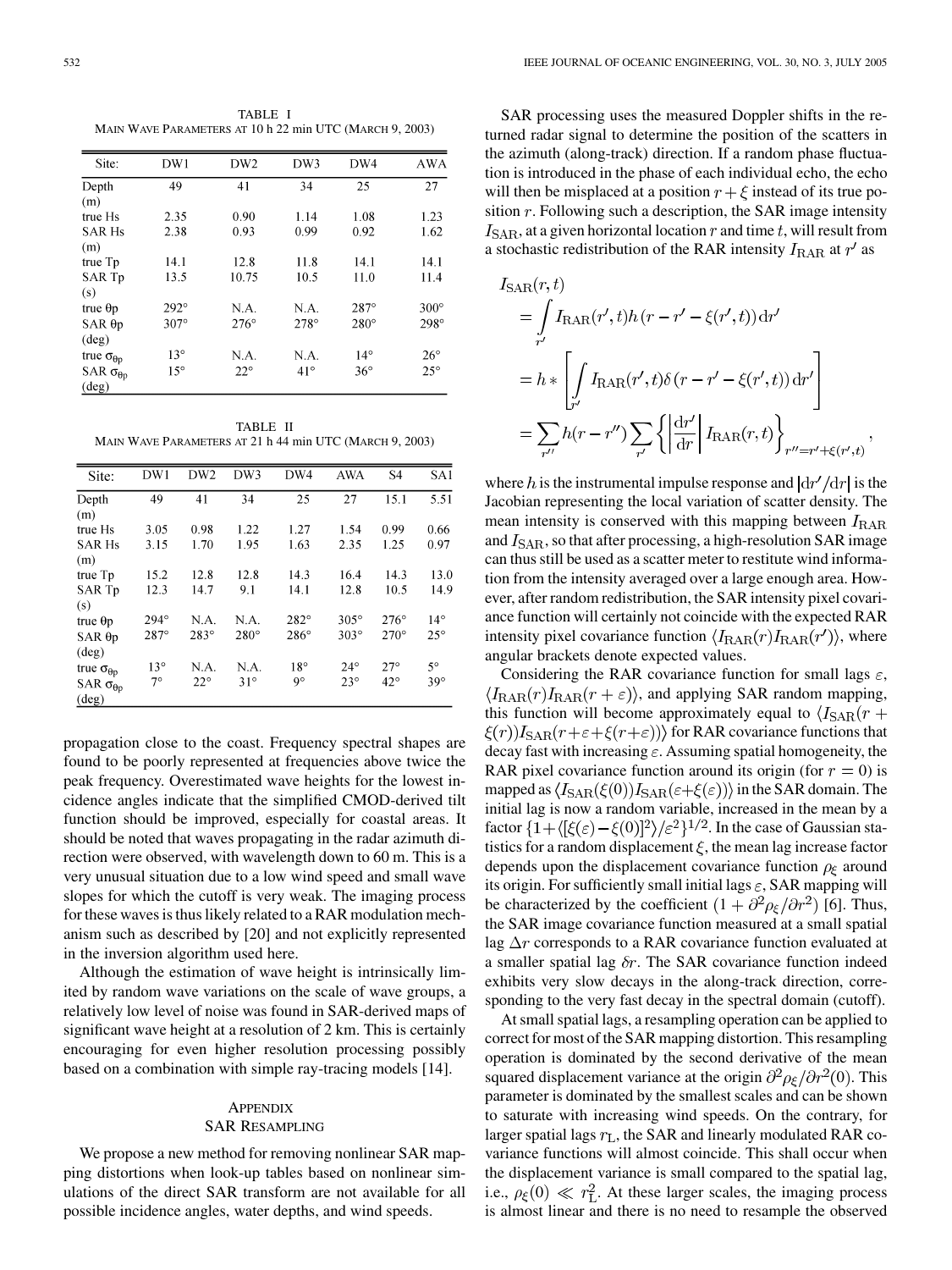TABLE I
MAIN WAVE PARAMETERS AT 10 h 22 min UTC (MARCH 9, 2003)

| Site: | DW1 | DW2 | DW3 | DW4 | AWA |
|---|---|---|---|---|---|
| Depth (m) | 49 | 41 | 34 | 25 | 27 |
| true Hs | 2.35 | 0.90 | 1.14 | 1.08 | 1.23 |
| SAR Hs (m) | 2.38 | 0.93 | 0.99 | 0.92 | 1.62 |
| true Tp | 14.1 | 12.8 | 11.8 | 14.1 | 14.1 |
| SAR Tp (s) | 13.5 | 10.75 | 10.5 | 11.0 | 11.4 |
| true θp | 292° | N.A. | N.A. | 287° | 300° |
| SAR θp (deg) | 307° | 276° | 278° | 280° | 298° |
| true $\sigma_{\theta p}$ | 13° | N.A. | N.A. | 14° | 26° |
| SAR $\sigma_{\theta p}$ (deg) | 15° | 22° | 41° | 36° | 25° |

TABLE II
MAIN WAVE PARAMETERS AT 21 h 44 min UTC (MARCH 9, 2003)

| Site: | DW1 | DW2 | DW3 | DW4 | AWA | S4 | SA1 |
|---|---|---|---|---|---|---|---|
| Depth (m) | 49 | 41 | 34 | 25 | 27 | 15.1 | 5.51 |
| true Hs | 3.05 | 0.98 | 1.22 | 1.27 | 1.54 | 0.99 | 0.66 |
| SAR Hs (m) | 3.15 | 1.70 | 1.95 | 1.63 | 2.35 | 1.25 | 0.97 |
| true Tp | 15.2 | 12.8 | 12.8 | 14.3 | 16.4 | 14.3 | 13.0 |
| SAR Tp (s) | 12.3 | 14.7 | 9.1 | 14.1 | 12.8 | 10.5 | 14.9 |
| true θp | 294° | N.A. | N.A. | 282° | 305° | 276° | 14° |
| SAR θp (deg) | 287° | 283° | 280° | 286° | 303° | 270° | 25° |
| true $\sigma_{\theta p}$ | 13° | N.A. | N.A. | 18° | 24° | 27° | 5° |
| SAR $\sigma_{\theta p}$ (deg) | 7° | 22° | 31° | 9° | 23° | 42° | 39° |

propagation close to the coast. Frequency spectral shapes are found to be poorly represented at frequencies above twice the peak frequency. Overestimated wave heights for the lowest incidence angles indicate that the simplified CMOD-derived tilt function should be improved, especially for coastal areas. It should be noted that waves propagating in the radar azimuth direction were observed, with wavelength down to 60 m. This is a very unusual situation due to a low wind speed and small wave slopes for which the cutoff is very weak. The imaging process for these waves is thus likely related to a RAR modulation mechanism such as described by [20] and not explicitly represented in the inversion algorithm used here.

Although the estimation of wave height is intrinsically limited by random wave variations on the scale of wave groups, a relatively low level of noise was found in SAR-derived maps of significant wave height at a resolution of 2 km. This is certainly encouraging for even higher resolution processing possibly based on a combination with simple ray-tracing models [14].

## APPENDIX
## SAR RESAMPLING

We propose a new method for removing nonlinear SAR mapping distortions when look-up tables based on nonlinear simulations of the direct SAR transform are not available for all possible incidence angles, water depths, and wind speeds.

SAR processing uses the measured Doppler shifts in the returned radar signal to determine the position of the scatters in the azimuth (along-track) direction. If a random phase fluctuation is introduced in the phase of each individual echo, the echo will then be misplaced at a position $r + \xi$ instead of its true position $r$. Following such a description, the SAR image intensity $I_{\mathrm{SAR}}$, at a given horizontal location $r$ and time $t$, will result from a stochastic redistribution of the RAR intensity $I_{\mathrm{RAR}}$ at $r'$ as

$$
\begin{aligned}
I_{\mathrm{SAR}}(r,t) &= \int_{r'} I_{\mathrm{RAR}}(r',t) h\left(r - r' - \xi(r',t)\right) \mathrm{d}r' \\
&= h * \left[ \int_{r'} I_{\mathrm{RAR}}(r',t) \delta\left(r - r' - \xi(r',t)\right) \mathrm{d}r' \right] \\
&= \sum_{r''} h(r - r'') \sum_{r'} \left\{ \left| \frac{\mathrm{d}r'}{\mathrm{d}r} \right| I_{\mathrm{RAR}}(r,t) \right\}_{r''=r'+\xi(r',t)},
\end{aligned}
$$

where $h$ is the instrumental impulse response and $|\mathrm{d}r'/\mathrm{d}r|$ is the Jacobian representing the local variation of scatter density. The mean intensity is conserved with this mapping between $I_{\mathrm{RAR}}$ and $I_{\mathrm{SAR}}$, so that after processing, a high-resolution SAR image can thus still be used as a scatter meter to restitute wind information from the intensity averaged over a large enough area. However, after random redistribution, the SAR intensity pixel covariance function will certainly not coincide with the expected RAR intensity pixel covariance function $\langle I_{\mathrm{RAR}}(r) I_{\mathrm{RAR}}(r') \rangle$, where angular brackets denote expected values.

Considering the RAR covariance function for small lags $\varepsilon$, $\langle I_{\mathrm{RAR}}(r) I_{\mathrm{RAR}}(r+\varepsilon) \rangle$, and applying SAR random mapping, this function will become approximately equal to $\langle I_{\mathrm{SAR}}(r + \xi(r)) I_{\mathrm{SAR}}(r+\varepsilon+\xi(r+\varepsilon)) \rangle$ for RAR covariance functions that decay fast with increasing $\varepsilon$. Assuming spatial homogeneity, the RAR pixel covariance function around its origin (for $r = 0$) is mapped as $\langle I_{\mathrm{SAR}}(\xi(0)) I_{\mathrm{SAR}}(\varepsilon+\xi(\varepsilon)) \rangle$ in the SAR domain. The initial lag is now a random variable, increased in the mean by a factor $\{1 + \langle [\xi(\varepsilon) - \xi(0)]^2 \rangle / \varepsilon^2 \}^{1/2}$. In the case of Gaussian statistics for a random displacement $\xi$, the mean lag increase factor depends upon the displacement covariance function $\rho_\xi$ around its origin. For sufficiently small initial lags $\varepsilon$, SAR mapping will be characterized by the coefficient $(1 + \partial^2 \rho_\xi / \partial r^2)$ [6]. Thus, the SAR image covariance function measured at a small spatial lag $\Delta r$ corresponds to a RAR covariance function evaluated at a smaller spatial lag $\delta r$. The SAR covariance function indeed exhibits very slow decays in the along-track direction, corresponding to the very fast decay in the spectral domain (cutoff).

At small spatial lags, a resampling operation can be applied to correct for most of the SAR mapping distortion. This resampling operation is dominated by the second derivative of the mean squared displacement variance at the origin $\partial^2 \rho_\xi / \partial r^2 (0)$. This parameter is dominated by the smallest scales and can be shown to saturate with increasing wind speeds. On the contrary, for larger spatial lags $r_{\mathrm{L}}$, the SAR and linearly modulated RAR covariance functions will almost coincide. This shall occur when the displacement variance is small compared to the spatial lag, i.e., $\rho_\xi(0) \ll r_{\mathrm{L}}^2$. At these larger scales, the imaging process is almost linear and there is no need to resample the observed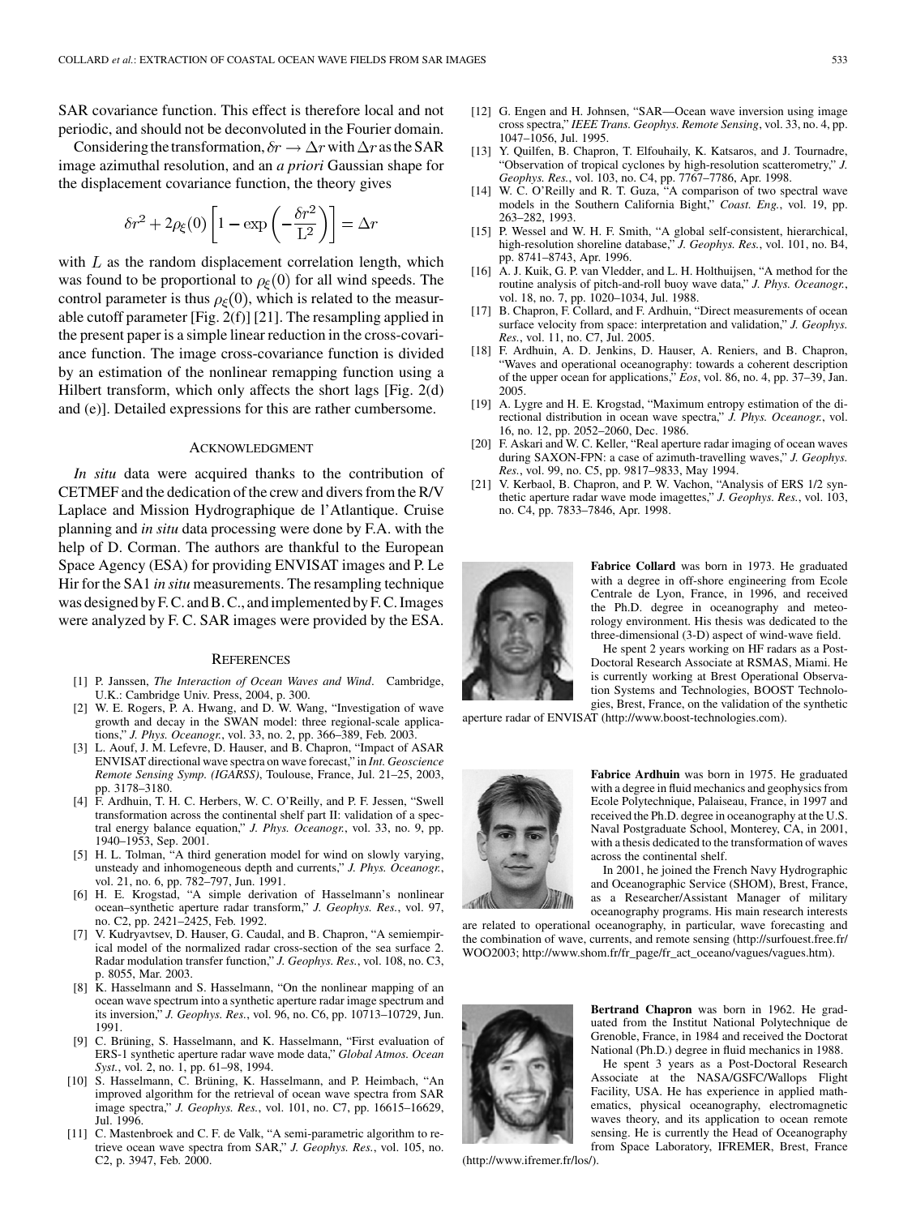SAR covariance function. This effect is therefore local and not periodic, and should not be deconvoluted in the Fourier domain.

Considering the transformation, $\delta r \rightarrow \Delta r$ with $\Delta r$ as the SAR image azimuthal resolution, and an *a priori* Gaussian shape for the displacement covariance function, the theory gives

$$\delta r^2 + 2\rho_\xi(0)\left[1 - \exp\left(-\frac{\delta r^2}{\mathrm{L}^2}\right)\right] = \Delta r$$

with $L$ as the random displacement correlation length, which was found to be proportional to $\rho_\xi(0)$ for all wind speeds. The control parameter is thus $\rho_\xi(0)$, which is related to the measurable cutoff parameter [Fig. 2(f)] [21]. The resampling applied in the present paper is a simple linear reduction in the cross-covariance function. The image cross-covariance function is divided by an estimation of the nonlinear remapping function using a Hilbert transform, which only affects the short lags [Fig. 2(d) and (e)]. Detailed expressions for this are rather cumbersome.

## Acknowledgment

*In situ* data were acquired thanks to the contribution of CETMEF and the dedication of the crew and divers from the R/V Laplace and Mission Hydrographique de l'Atlantique. Cruise planning and *in situ* data processing were done by F.A. with the help of D. Corman. The authors are thankful to the European Space Agency (ESA) for providing ENVISAT images and P. Le Hir for the SA1 *in situ* measurements. The resampling technique was designed by F.C. and B.C., and implemented by F.C. Images were analyzed by F. C. SAR images were provided by the ESA.

## References

[1] P. Janssen, *The Interaction of Ocean Waves and Wind*. Cambridge, U.K.: Cambridge Univ. Press, 2004, p. 300.

[2] W. E. Rogers, P. A. Hwang, and D. W. Wang, "Investigation of wave growth and decay in the SWAN model: three regional-scale applications," *J. Phys. Oceanogr.*, vol. 33, no. 2, pp. 366–389, Feb. 2003.

[3] L. Aouf, J. M. Lefevre, D. Hauser, and B. Chapron, "Impact of ASAR ENVISAT directional wave spectra on wave forecast," in *Int. Geoscience Remote Sensing Symp. (IGARSS)*, Toulouse, France, Jul. 21–25, 2003, pp. 3178–3180.

[4] F. Ardhuin, T. H. C. Herbers, W. C. O'Reilly, and P. F. Jessen, "Swell transformation across the continental shelf part II: validation of a spectral energy balance equation," *J. Phys. Oceanogr.*, vol. 33, no. 9, pp. 1940–1953, Sep. 2001.

[5] H. L. Tolman, "A third generation model for wind on slowly varying, unsteady and inhomogeneous depth and currents," *J. Phys. Oceanogr.*, vol. 21, no. 6, pp. 782–797, Jun. 1991.

[6] H. E. Krogstad, "A simple derivation of Hasselmann's nonlinear ocean–synthetic aperture radar transform," *J. Geophys. Res.*, vol. 97, no. C2, pp. 2421–2425, Feb. 1992.

[7] V. Kudryavtsev, D. Hauser, G. Caudal, and B. Chapron, "A semiempirical model of the normalized radar cross-section of the sea surface 2. Radar modulation transfer function," *J. Geophys. Res.*, vol. 108, no. C3, p. 8055, Mar. 2003.

[8] K. Hasselmann and S. Hasselmann, "On the nonlinear mapping of an ocean wave spectrum into a synthetic aperture radar image spectrum and its inversion," *J. Geophys. Res.*, vol. 96, no. C6, pp. 10713–10729, Jun. 1991.

[9] C. Brüning, S. Hasselmann, and K. Hasselmann, "First evaluation of ERS-1 synthetic aperture radar wave mode data," *Global Atmos. Ocean Syst.*, vol. 2, no. 1, pp. 61–98, 1994.

[10] S. Hasselmann, C. Brüning, K. Hasselmann, and P. Heimbach, "An improved algorithm for the retrieval of ocean wave spectra from SAR image spectra," *J. Geophys. Res.*, vol. 101, no. C7, pp. 16615–16629, Jul. 1996.

[11] C. Mastenbroek and C. F. de Valk, "A semi-parametric algorithm to retrieve ocean wave spectra from SAR," *J. Geophys. Res.*, vol. 105, no. C2, p. 3947, Feb. 2000.

[12] G. Engen and H. Johnsen, "SAR—Ocean wave inversion using image cross spectra," *IEEE Trans. Geophys. Remote Sensing*, vol. 33, no. 4, pp. 1047–1056, Jul. 1995.

[13] Y. Quilfen, B. Chapron, T. Elfouhaily, K. Katsaros, and J. Tournadre, "Observation of tropical cyclones by high-resolution scatterometry," *J. Geophys. Res.*, vol. 103, no. C4, pp. 7767–7786, Apr. 1998.

[14] W. C. O'Reilly and R. T. Guza, "A comparison of two spectral wave models in the Southern California Bight," *Coast. Eng.*, vol. 19, pp. 263–282, 1993.

[15] P. Wessel and W. H. F. Smith, "A global self-consistent, hierarchical, high-resolution shoreline database," *J. Geophys. Res.*, vol. 101, no. B4, pp. 8741–8743, Apr. 1996.

[16] A. J. Kuik, G. P. van Vledder, and L. H. Holthuijsen, "A method for the routine analysis of pitch-and-roll buoy wave data," *J. Phys. Oceanogr.*, vol. 18, no. 7, pp. 1020–1034, Jul. 1988.

[17] B. Chapron, F. Collard, and F. Ardhuin, "Direct measurements of ocean surface velocity from space: interpretation and validation," *J. Geophys. Res.*, vol. 11, no. C7, Jul. 2005.

[18] F. Ardhuin, A. D. Jenkins, D. Hauser, A. Reniers, and B. Chapron, "Waves and operational oceanography: towards a coherent description of the upper ocean for applications," *Eos*, vol. 86, no. 4, pp. 37–39, Jan. 2005.

[19] A. Lygre and H. E. Krogstad, "Maximum entropy estimation of the directional distribution in ocean wave spectra," *J. Phys. Oceanogr.*, vol. 16, no. 12, pp. 2052–2060, Dec. 1986.

[20] F. Askari and W. C. Keller, "Real aperture radar imaging of ocean waves during SAXON-FPN: a case of azimuth-travelling waves," *J. Geophys. Res.*, vol. 99, no. C5, pp. 9817–9833, May 1994.

[21] V. Kerbaol, B. Chapron, and P. W. Vachon, "Analysis of ERS 1/2 synthetic aperture radar wave mode imagettes," *J. Geophys. Res.*, vol. 103, no. C4, pp. 7833–7846, Apr. 1998.

**Fabrice Collard** was born in 1973. He graduated with a degree in off-shore engineering from Ecole Centrale de Lyon, France, in 1996, and received the Ph.D. degree in oceanography and meteorology environment. His thesis was dedicated to the three-dimensional (3-D) aspect of wind-wave field.

He spent 2 years working on HF radars as a Post-Doctoral Research Associate at RSMAS, Miami. He is currently working at Brest Operational Observation Systems and Technologies, BOOST Technologies, Brest, France, on the validation of the synthetic aperture radar of ENVISAT (http://www.boost-technologies.com).

**Fabrice Ardhuin** was born in 1975. He graduated with a degree in fluid mechanics and geophysics from Ecole Polytechnique, Palaiseau, France, in 1997 and received the Ph.D. degree in oceanography at the U.S. Naval Postgraduate School, Monterey, CA, in 2001, with a thesis dedicated to the transformation of waves across the continental shelf.

In 2001, he joined the French Navy Hydrographic and Oceanographic Service (SHOM), Brest, France, as a Researcher/Assistant Manager of military oceanography programs. His main research interests are related to operational oceanography, in particular, wave forecasting and the combination of wave, currents, and remote sensing (http://surfouest.free.fr/WOO2003; http://www.shom.fr/fr_page/fr_act_oceano/vagues/vagues.htm).

**Bertrand Chapron** was born in 1962. He graduated from the Institut National Polytechnique de Grenoble, France, in 1984 and received the Doctorat National (Ph.D.) degree in fluid mechanics in 1988.

He spent 3 years as a Post-Doctoral Research Associate at the NASA/GSFC/Wallops Flight Facility, USA. He has experience in applied mathematics, physical oceanography, electromagnetic waves theory, and its application to ocean remote sensing. He is currently the Head of Oceanography from Space Laboratory, IFREMER, Brest, France (http://www.ifremer.fr/los/).